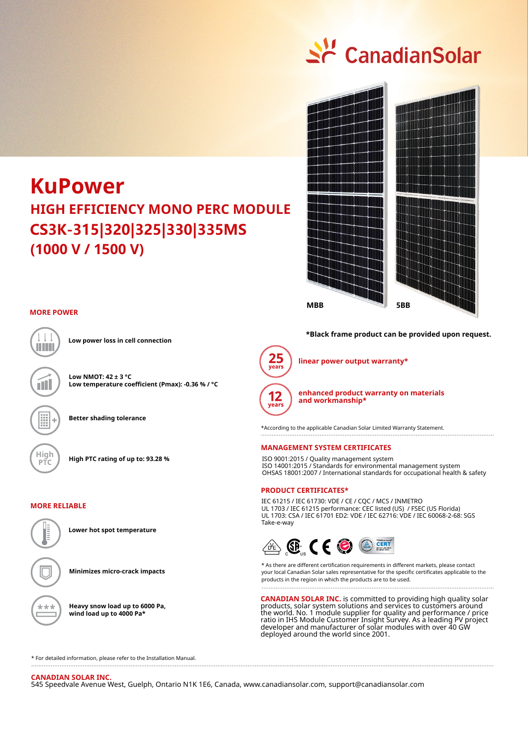# KuPower

## HIGH EFFICIENCY MONO PERC MODULE
## CS3K-315|320|325|330|335MS
## (1000 V / 1500 V)

MBB    5BB

*Black frame product can be provided upon request.

### MORE POWER

**Low power loss in cell connection**

**Low NMOT: 42 ± 3 °C**
**Low temperature coefficient (Pmax): -0.36 % / °C**

**Better shading tolerance**

**High PTC rating of up to: 93.28 %**

### MORE RELIABLE

**Lower hot spot temperature**

**Minimizes micro-crack impacts**

**Heavy snow load up to 6000 Pa, wind load up to 4000 Pa***

**25 years** linear power output warranty*

**12 years** enhanced product warranty on materials and workmanship*

*According to the applicable Canadian Solar Limited Warranty Statement.

### MANAGEMENT SYSTEM CERTIFICATES

ISO 9001:2015 / Quality management system
ISO 14001:2015 / Standards for environmental management system
OHSAS 18001:2007 / International standards for occupational health & safety

### PRODUCT CERTIFICATES*

IEC 61215 / IEC 61730: VDE / CE / CQC / MCS / INMETRO
UL 1703 / IEC 61215 performance: CEC listed (US) / FSEC (US Florida)
UL 1703: CSA / IEC 61701 ED2: VDE / IEC 62716: VDE / IEC 60068-2-68: SGS
Take-e-way

* As there are different certification requirements in different markets, please contact your local Canadian Solar sales representative for the specific certificates applicable to the products in the region in which the products are to be used.

**CANADIAN SOLAR INC.** is committed to providing high quality solar products, solar system solutions and services to customers around the world. No. 1 module supplier for quality and performance / price ratio in IHS Module Customer Insight Survey. As a leading PV project developer and manufacturer of solar modules with over 40 GW deployed around the world since 2001.

* For detailed information, please refer to the Installation Manual.

**CANADIAN SOLAR INC.**
545 Speedvale Avenue West, Guelph, Ontario N1K 1E6, Canada, www.canadiansolar.com, support@canadiansolar.com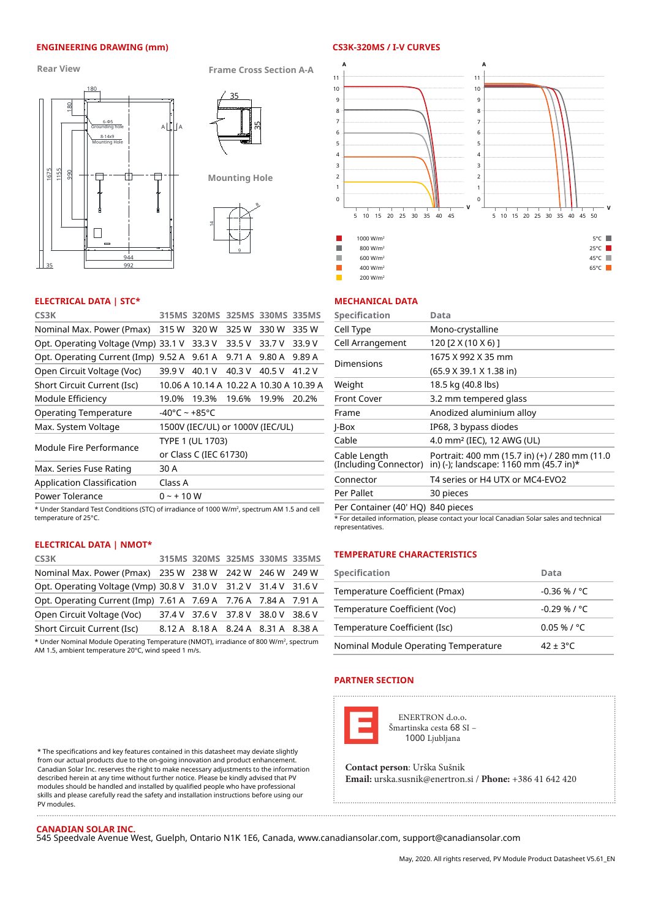## ENGINEERING DRAWING (mm)

Rear View

180
180
6-Φ5 Grounding hole
8-14x9 Mounting Hole
A
A
1675
1155
990
944
992
35

Frame Cross Section A-A

35
35

Mounting Hole

14
9
R

## CS3K-320MS / I-V CURVES

A
11
10
9
8
7
6
5
4
3
2
1
0
5 10 15 20 25 30 35 40 45
V

A
11
10
9
8
7
6
5
4
3
2
1
0
5 10 15 20 25 30 35 40 45 50
V

1000 W/m²
800 W/m²
600 W/m²
400 W/m²
200 W/m²

5°C
25°C
45°C
65°C

## ELECTRICAL DATA | STC*

| CS3K | 315MS | 320MS | 325MS | 330MS | 335MS |
|---|---|---|---|---|---|
| Nominal Max. Power (Pmax) | 315 W | 320 W | 325 W | 330 W | 335 W |
| Opt. Operating Voltage (Vmp) | 33.1 V | 33.3 V | 33.5 V | 33.7 V | 33.9 V |
| Opt. Operating Current (Imp) | 9.52 A | 9.61 A | 9.71 A | 9.80 A | 9.89 A |
| Open Circuit Voltage (Voc) | 39.9 V | 40.1 V | 40.3 V | 40.5 V | 41.2 V |
| Short Circuit Current (Isc) | 10.06 A | 10.14 A | 10.22 A | 10.30 A | 10.39 A |
| Module Efficiency | 19.0% | 19.3% | 19.6% | 19.9% | 20.2% |
| Operating Temperature | -40°C ~ +85°C | | | | |
| Max. System Voltage | 1500V (IEC/UL) or 1000V (IEC/UL) | | | | |
| Module Fire Performance | TYPE 1 (UL 1703) or Class C (IEC 61730) | | | | |
| Max. Series Fuse Rating | 30 A | | | | |
| Application Classification | Class A | | | | |
| Power Tolerance | 0 ~ + 10 W | | | | |

* Under Standard Test Conditions (STC) of irradiance of 1000 W/m², spectrum AM 1.5 and cell temperature of 25°C.

## ELECTRICAL DATA | NMOT*

| CS3K | 315MS | 320MS | 325MS | 330MS | 335MS |
|---|---|---|---|---|---|
| Nominal Max. Power (Pmax) | 235 W | 238 W | 242 W | 246 W | 249 W |
| Opt. Operating Voltage (Vmp) | 30.8 V | 31.0 V | 31.2 V | 31.4 V | 31.6 V |
| Opt. Operating Current (Imp) | 7.61 A | 7.69 A | 7.76 A | 7.84 A | 7.91 A |
| Open Circuit Voltage (Voc) | 37.4 V | 37.6 V | 37.8 V | 38.0 V | 38.6 V |
| Short Circuit Current (Isc) | 8.12 A | 8.18 A | 8.24 A | 8.31 A | 8.38 A |

* Under Nominal Module Operating Temperature (NMOT), irradiance of 800 W/m², spectrum AM 1.5, ambient temperature 20°C, wind speed 1 m/s.

## MECHANICAL DATA

| Specification | Data |
|---|---|
| Cell Type | Mono-crystalline |
| Cell Arrangement | 120 [2 X (10 X 6) ] |
| Dimensions | 1675 X 992 X 35 mm (65.9 X 39.1 X 1.38 in) |
| Weight | 18.5 kg (40.8 lbs) |
| Front Cover | 3.2 mm tempered glass |
| Frame | Anodized aluminium alloy |
| J-Box | IP68, 3 bypass diodes |
| Cable | 4.0 mm² (IEC), 12 AWG (UL) |
| Cable Length (Including Connector) | Portrait: 400 mm (15.7 in) (+) / 280 mm (11.0 in) (-); landscape: 1160 mm (45.7 in)* |
| Connector | T4 series or H4 UTX or MC4-EVO2 |
| Per Pallet | 30 pieces |
| Per Container (40' HQ) | 840 pieces |

* For detailed information, please contact your local Canadian Solar sales and technical representatives.

## TEMPERATURE CHARACTERISTICS

| Specification | Data |
|---|---|
| Temperature Coefficient (Pmax) | -0.36 % / °C |
| Temperature Coefficient (Voc) | -0.29 % / °C |
| Temperature Coefficient (Isc) | 0.05 % / °C |
| Nominal Module Operating Temperature | 42 ± 3°C |

## PARTNER SECTION

ENERTRON d.o.o.
Šmartinska cesta 68 SI – 1000 Ljubljana

**Contact person**: Urška Sušnik
**Email:** urska.susnik@enertron.si / **Phone:** +386 41 642 420

* The specifications and key features contained in this datasheet may deviate slightly from our actual products due to the on-going innovation and product enhancement. Canadian Solar Inc. reserves the right to make necessary adjustments to the information described herein at any time without further notice. Please be kindly advised that PV modules should be handled and installed by qualified people who have professional skills and please carefully read the safety and installation instructions before using our PV modules.

**CANADIAN SOLAR INC.**
545 Speedvale Avenue West, Guelph, Ontario N1K 1E6, Canada, www.canadiansolar.com, support@canadiansolar.com

May, 2020. All rights reserved, PV Module Product Datasheet V5.61_EN